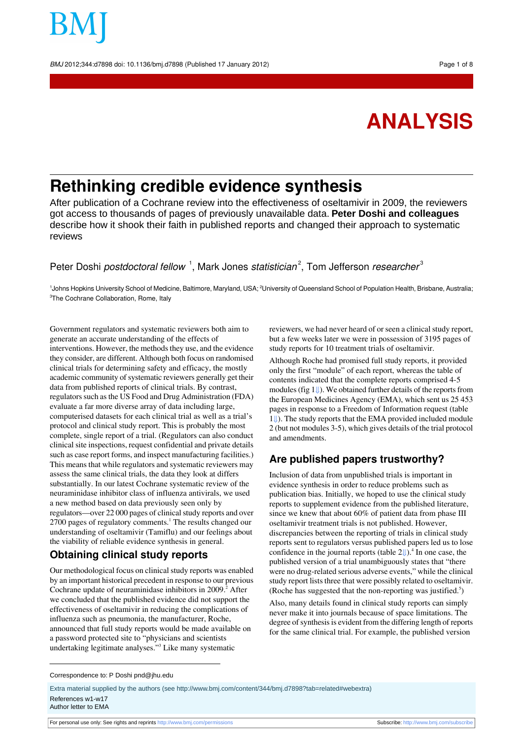# ANALYSIS

# Rethinking credible evidence synthesis

After publication of a Cochrane review into the effectiveness of oseltamivir in 2009, the reviewers got access to thousands of pages of previously unavailable data. **Peter Doshi and colleagues** describe how it shook their faith in published reports and changed their approach to systematic reviews

Peter Doshi *postdoctoral fellow* [1], Mark Jones *statistician* [2], Tom Jefferson *researcher* [3]

[1]Johns Hopkins University School of Medicine, Baltimore, Maryland, USA; [2]University of Queensland School of Population Health, Brisbane, Australia; [3]The Cochrane Collaboration, Rome, Italy

Government regulators and systematic reviewers both aim to generate an accurate understanding of the effects of interventions. However, the methods they use, and the evidence they consider, are different. Although both focus on randomised clinical trials for determining safety and efficacy, the mostly academic community of systematic reviewers generally get their data from published reports of clinical trials. By contrast, regulators such as the US Food and Drug Administration (FDA) evaluate a far more diverse array of data including large, computerised datasets for each clinical trial as well as a trial's protocol and clinical study report. This is probably the most complete, single report of a trial. (Regulators can also conduct clinical site inspections, request confidential and private details such as case report forms, and inspect manufacturing facilities.) This means that while regulators and systematic reviewers may assess the same clinical trials, the data they look at differs substantially. In our latest Cochrane systematic review of the neuraminidase inhibitor class of influenza antivirals, we used a new method based on data previously seen only by regulators—over 22 000 pages of clinical study reports and over 2700 pages of regulatory comments.[1] The results changed our understanding of oseltamivir (Tamiflu) and our feelings about the viability of reliable evidence synthesis in general.

## Obtaining clinical study reports

Our methodological focus on clinical study reports was enabled by an important historical precedent in response to our previous Cochrane update of neuraminidase inhibitors in 2009.[2] After we concluded that the published evidence did not support the effectiveness of oseltamivir in reducing the complications of influenza such as pneumonia, the manufacturer, Roche, announced that full study reports would be made available on a password protected site to "physicians and scientists undertaking legitimate analyses."[3] Like many systematic reviewers, we had never heard of or seen a clinical study report, but a few weeks later we were in possession of 3195 pages of study reports for 10 treatment trials of oseltamivir.

Although Roche had promised full study reports, it provided only the first "module" of each report, whereas the table of contents indicated that the complete reports comprised 4-5 modules (fig 1⇓). We obtained further details of the reports from the European Medicines Agency (EMA), which sent us 25 453 pages in response to a Freedom of Information request (table 1⇓). The study reports that the EMA provided included module 2 (but not modules 3-5), which gives details of the trial protocol and amendments.

## Are published papers trustworthy?

Inclusion of data from unpublished trials is important in evidence synthesis in order to reduce problems such as publication bias. Initially, we hoped to use the clinical study reports to supplement evidence from the published literature, since we knew that about 60% of patient data from phase III oseltamivir treatment trials is not published. However, discrepancies between the reporting of trials in clinical study reports sent to regulators versus published papers led us to lose confidence in the journal reports (table 2⇓).[4] In one case, the published version of a trial unambiguously states that "there were no drug-related serious adverse events," while the clinical study report lists three that were possibly related to oseltamivir. (Roche has suggested that the non-reporting was justified.[5])

Also, many details found in clinical study reports can simply never make it into journals because of space limitations. The degree of synthesis is evident from the differing length of reports for the same clinical trial. For example, the published version

Correspondence to: P Doshi pnd@jhu.edu

Extra material supplied by the authors (see http://www.bmj.com/content/344/bmj.d7898?tab=related#webextra)

References w1-w17

Author letter to EMA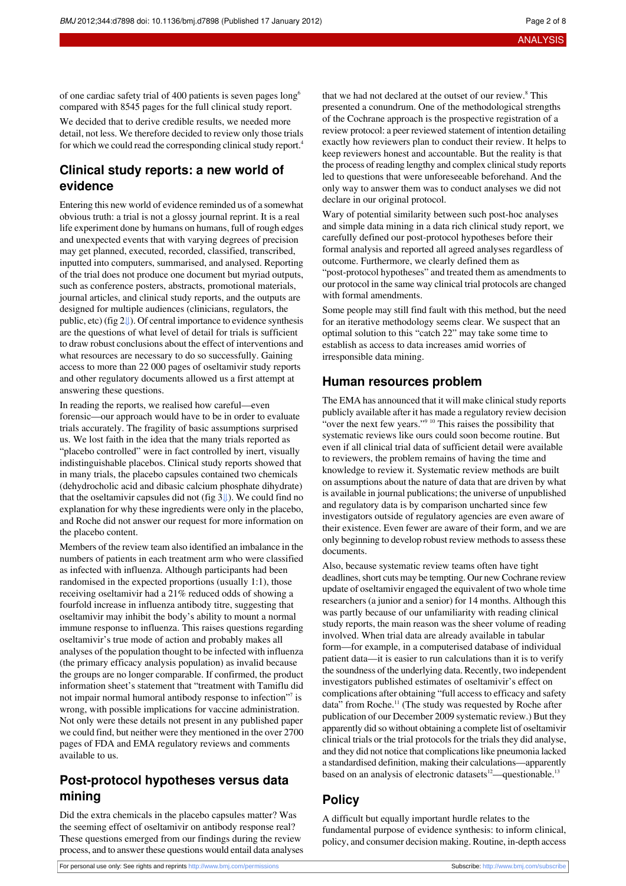of one cardiac safety trial of 400 patients is seven pages long[6] compared with 8545 pages for the full clinical study report.

We decided that to derive credible results, we needed more detail, not less. We therefore decided to review only those trials for which we could read the corresponding clinical study report.[4]

## Clinical study reports: a new world of evidence

Entering this new world of evidence reminded us of a somewhat obvious truth: a trial is not a glossy journal reprint. It is a real life experiment done by humans on humans, full of rough edges and unexpected events that with varying degrees of precision may get planned, executed, recorded, classified, transcribed, inputted into computers, summarised, and analysed. Reporting of the trial does not produce one document but myriad outputs, such as conference posters, abstracts, promotional materials, journal articles, and clinical study reports, and the outputs are designed for multiple audiences (clinicians, regulators, the public, etc) (fig 2⇓). Of central importance to evidence synthesis are the questions of what level of detail for trials is sufficient to draw robust conclusions about the effect of interventions and what resources are necessary to do so successfully. Gaining access to more than 22 000 pages of oseltamivir study reports and other regulatory documents allowed us a first attempt at answering these questions.

In reading the reports, we realised how careful—even forensic—our approach would have to be in order to evaluate trials accurately. The fragility of basic assumptions surprised us. We lost faith in the idea that the many trials reported as "placebo controlled" were in fact controlled by inert, visually indistinguishable placebos. Clinical study reports showed that in many trials, the placebo capsules contained two chemicals (dehydrocholic acid and dibasic calcium phosphate dihydrate) that the oseltamivir capsules did not (fig 3⇓). We could find no explanation for why these ingredients were only in the placebo, and Roche did not answer our request for more information on the placebo content.

Members of the review team also identified an imbalance in the numbers of patients in each treatment arm who were classified as infected with influenza. Although participants had been randomised in the expected proportions (usually 1:1), those receiving oseltamivir had a 21% reduced odds of showing a fourfold increase in influenza antibody titre, suggesting that oseltamivir may inhibit the body's ability to mount a normal immune response to influenza. This raises questions regarding oseltamivir's true mode of action and probably makes all analyses of the population thought to be infected with influenza (the primary efficacy analysis population) as invalid because the groups are no longer comparable. If confirmed, the product information sheet's statement that "treatment with Tamiflu did not impair normal humoral antibody response to infection"[7] is wrong, with possible implications for vaccine administration. Not only were these details not present in any published paper we could find, but neither were they mentioned in the over 2700 pages of FDA and EMA regulatory reviews and comments available to us.

## Post-protocol hypotheses versus data mining

Did the extra chemicals in the placebo capsules matter? Was the seeming effect of oseltamivir on antibody response real? These questions emerged from our findings during the review process, and to answer these questions would entail data analyses that we had not declared at the outset of our review.[8] This presented a conundrum. One of the methodological strengths of the Cochrane approach is the prospective registration of a review protocol: a peer reviewed statement of intention detailing exactly how reviewers plan to conduct their review. It helps to keep reviewers honest and accountable. But the reality is that the process of reading lengthy and complex clinical study reports led to questions that were unforeseeable beforehand. And the only way to answer them was to conduct analyses we did not declare in our original protocol.

Wary of potential similarity between such post-hoc analyses and simple data mining in a data rich clinical study report, we carefully defined our post-protocol hypotheses before their formal analysis and reported all agreed analyses regardless of outcome. Furthermore, we clearly defined them as "post-protocol hypotheses" and treated them as amendments to our protocol in the same way clinical trial protocols are changed with formal amendments.

Some people may still find fault with this method, but the need for an iterative methodology seems clear. We suspect that an optimal solution to this "catch 22" may take some time to establish as access to data increases amid worries of irresponsible data mining.

## Human resources problem

The EMA has announced that it will make clinical study reports publicly available after it has made a regulatory review decision "over the next few years."[9,10] This raises the possibility that systematic reviews like ours could soon become routine. But even if all clinical trial data of sufficient detail were available to reviewers, the problem remains of having the time and knowledge to review it. Systematic review methods are built on assumptions about the nature of data that are driven by what is available in journal publications; the universe of unpublished and regulatory data is by comparison uncharted since few investigators outside of regulatory agencies are even aware of their existence. Even fewer are aware of their form, and we are only beginning to develop robust review methods to assess these documents.

Also, because systematic review teams often have tight deadlines, short cuts may be tempting. Our new Cochrane review update of oseltamivir engaged the equivalent of two whole time researchers (a junior and a senior) for 14 months. Although this was partly because of our unfamiliarity with reading clinical study reports, the main reason was the sheer volume of reading involved. When trial data are already available in tabular form—for example, in a computerised database of individual patient data—it is easier to run calculations than it is to verify the soundness of the underlying data. Recently, two independent investigators published estimates of oseltamivir's effect on complications after obtaining "full access to efficacy and safety data" from Roche.[11] (The study was requested by Roche after publication of our December 2009 systematic review.) But they apparently did so without obtaining a complete list of oseltamivir clinical trials or the trial protocols for the trials they did analyse, and they did not notice that complications like pneumonia lacked a standardised definition, making their calculations—apparently based on an analysis of electronic datasets[12]—questionable.[13]

## Policy

A difficult but equally important hurdle relates to the fundamental purpose of evidence synthesis: to inform clinical, policy, and consumer decision making. Routine, in-depth access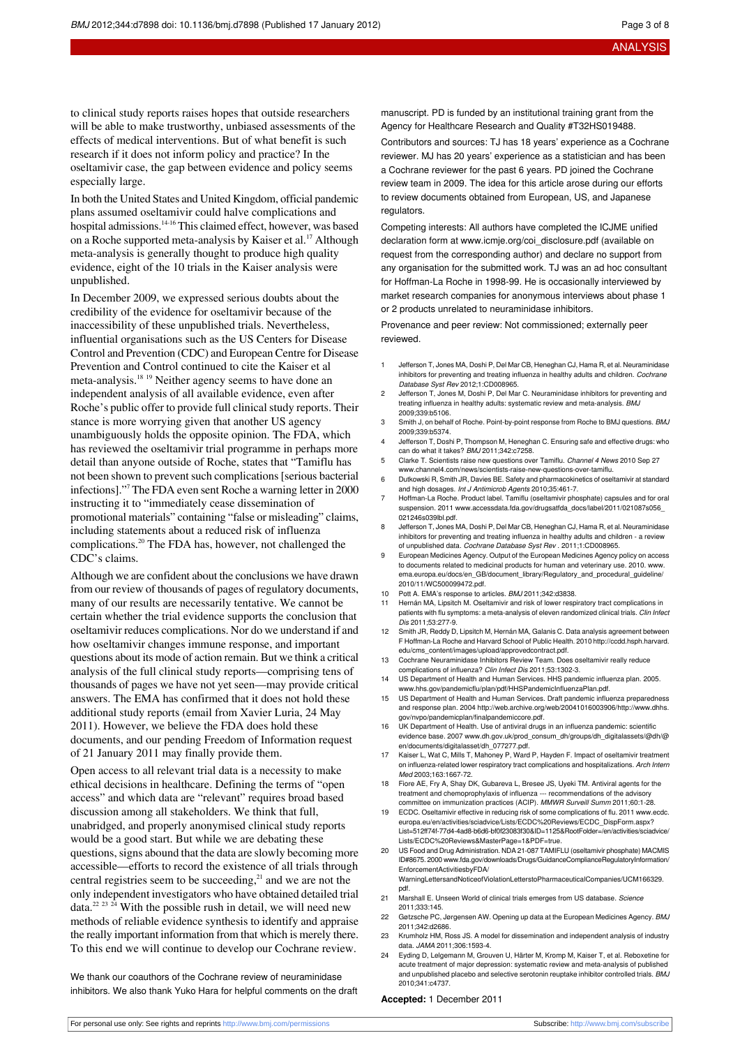to clinical study reports raises hopes that outside researchers will be able to make trustworthy, unbiased assessments of the effects of medical interventions. But of what benefit is such research if it does not inform policy and practice? In the oseltamivir case, the gap between evidence and policy seems especially large.

In both the United States and United Kingdom, official pandemic plans assumed oseltamivir could halve complications and hospital admissions.[14-16] This claimed effect, however, was based on a Roche supported meta-analysis by Kaiser et al.[17] Although meta-analysis is generally thought to produce high quality evidence, eight of the 10 trials in the Kaiser analysis were unpublished.

In December 2009, we expressed serious doubts about the credibility of the evidence for oseltamivir because of the inaccessibility of these unpublished trials. Nevertheless, influential organisations such as the US Centers for Disease Control and Prevention (CDC) and European Centre for Disease Prevention and Control continued to cite the Kaiser et al meta-analysis.[18 19] Neither agency seems to have done an independent analysis of all available evidence, even after Roche's public offer to provide full clinical study reports. Their stance is more worrying given that another US agency unambiguously holds the opposite opinion. The FDA, which has reviewed the oseltamivir trial programme in perhaps more detail than anyone outside of Roche, states that "Tamiflu has not been shown to prevent such complications [serious bacterial infections]."[7] The FDA even sent Roche a warning letter in 2000 instructing it to "immediately cease dissemination of promotional materials" containing "false or misleading" claims, including statements about a reduced risk of influenza complications.[20] The FDA has, however, not challenged the CDC's claims.

Although we are confident about the conclusions we have drawn from our review of thousands of pages of regulatory documents, many of our results are necessarily tentative. We cannot be certain whether the trial evidence supports the conclusion that oseltamivir reduces complications. Nor do we understand if and how oseltamivir changes immune response, and important questions about its mode of action remain. But we think a critical analysis of the full clinical study reports—comprising tens of thousands of pages we have not yet seen—may provide critical answers. The EMA has confirmed that it does not hold these additional study reports (email from Xavier Luria, 24 May 2011). However, we believe the FDA does hold these documents, and our pending Freedom of Information request of 21 January 2011 may finally provide them.

Open access to all relevant trial data is a necessity to make ethical decisions in healthcare. Defining the terms of "open access" and which data are "relevant" requires broad based discussion among all stakeholders. We think that full, unabridged, and properly anonymised clinical study reports would be a good start. But while we are debating these questions, signs abound that the data are slowly becoming more accessible—efforts to record the existence of all trials through central registries seem to be succeeding,[21] and we are not the only independent investigators who have obtained detailed trial data.[22 23 24] With the possible rush in detail, we will need new methods of reliable evidence synthesis to identify and appraise the really important information from that which is merely there. To this end we will continue to develop our Cochrane review.

We thank our coauthors of the Cochrane review of neuraminidase inhibitors. We also thank Yuko Hara for helpful comments on the draft manuscript. PD is funded by an institutional training grant from the Agency for Healthcare Research and Quality #T32HS019488.

Contributors and sources: TJ has 18 years' experience as a Cochrane reviewer. MJ has 20 years' experience as a statistician and has been a Cochrane reviewer for the past 6 years. PD joined the Cochrane review team in 2009. The idea for this article arose during our efforts to review documents obtained from European, US, and Japanese regulators.

Competing interests: All authors have completed the ICJME unified declaration form at www.icmje.org/coi_disclosure.pdf (available on request from the corresponding author) and declare no support from any organisation for the submitted work. TJ was an ad hoc consultant for Hoffman-La Roche in 1998-99. He is occasionally interviewed by market research companies for anonymous interviews about phase 1 or 2 products unrelated to neuraminidase inhibitors.

Provenance and peer review: Not commissioned; externally peer reviewed.

1. Jefferson T, Jones MA, Doshi P, Del Mar CB, Heneghan CJ, Hama R, et al. Neuraminidase inhibitors for preventing and treating influenza in healthy adults and children. *Cochrane Database Syst Rev* 2012;1:CD008965.
2. Jefferson T, Jones M, Doshi P, Del Mar C. Neuraminidase inhibitors for preventing and treating influenza in healthy adults: systematic review and meta-analysis. *BMJ* 2009;339:b5106.
3. Smith J, on behalf of Roche. Point-by-point response from Roche to BMJ questions. *BMJ* 2009;339:b5374.
4. Jefferson T, Doshi P, Thompson M, Heneghan C. Ensuring safe and effective drugs: who can do what it takes? *BMJ* 2011;342:c7258.
5. Clarke T. Scientists raise new questions over Tamiflu. *Channel 4 News* 2010 Sep 27 www.channel4.com/news/scientists-raise-new-questions-over-tamiflu.
6. Dutkowski R, Smith JR, Davies BE. Safety and pharmacokinetics of oseltamivir at standard and high dosages. *Int J Antimicrob Agents* 2010;35:461-7.
7. Hoffman-La Roche. Product label. Tamiflu (oseltamivir phosphate) capsules and for oral suspension. 2011 www.accessdata.fda.gov/drugsatfda_docs/label/2011/021087s056_021246s039lbl.pdf.
8. Jefferson T, Jones MA, Doshi P, Del Mar CB, Heneghan CJ, Hama R, et al. Neuraminidase inhibitors for preventing and treating influenza in healthy adults and children - a review of unpublished data. *Cochrane Database Syst Rev* . 2011;1:CD008965.
9. European Medicines Agency. Output of the European Medicines Agency policy on access to documents related to medicinal products for human and veterinary use. 2010. www.ema.europa.eu/docs/en_GB/document_library/Regulatory_and_procedural_guideline/2010/11/WC500099472.pdf.
10. Pott A. EMA's response to articles. *BMJ* 2011;342:d3838.
11. Hernán MA, Lipsitch M. Oseltamivir and risk of lower respiratory tract complications in patients with flu symptoms: a meta-analysis of eleven randomized clinical trials. *Clin Infect Dis* 2011;53:277-9.
12. Smith JR, Reddy D, Lipsitch M, Hernán MA, Galanis C. Data analysis agreement between F Hoffman-La Roche and Harvard School of Public Health. 2010 http://ccdd.hsph.harvard.edu/cms_content/images/upload/approvedcontract.pdf.
13. Cochrane Neuraminidase Inhibitors Review Team. Does oseltamivir really reduce complications of influenza? *Clin Infect Dis* 2011;53:1302-3.
14. US Department of Health and Human Services. HHS pandemic influenza plan. 2005. www.hhs.gov/pandemicflu/plan/pdf/HHSPandemicInfluenzaPlan.pdf.
15. US Department of Health and Human Services. Draft pandemic influenza preparedness and response plan. 2004 http://web.archive.org/web/20041016003906/http://www.dhhs.gov/nvpo/pandemicplan/finalpandemiccore.pdf.
16. UK Department of Health. Use of antiviral drugs in an influenza pandemic: scientific evidence base. 2007 www.dh.gov.uk/prod_consum_dh/groups/dh_digitalassets/@dh/@en/documents/digitalasset/dh_077277.pdf.
17. Kaiser L, Wat C, Mills T, Mahoney P, Ward P, Hayden F. Impact of oseltamivir treatment on influenza-related lower respiratory tract complications and hospitalizations. *Arch Intern Med* 2003;163:1667-72.
18. Fiore AE, Fry A, Shay DK, Gubareva L, Bresee JS, Uyeki TM. Antiviral agents for the treatment and chemoprophylaxis of influenza --- recommendations of the advisory committee on immunization practices (ACIP). *MMWR Surveill Summ* 2011;60:1-28.
19. ECDC. Oseltamivir effective in reducing risk of some complications of flu. 2011 www.ecdc.europa.eu/en/activities/sciadvice/Lists/ECDC%20Reviews/ECDC_DispForm.aspx?List=512ff74f-77d4-4ad8-b6d6-bf0f23083f30&ID=1125&RootFolder=/en/activities/sciadvice/Lists/ECDC%20Reviews&MasterPage=1&PDF=true.
20. US Food and Drug Administration. NDA 21-087 TAMIFLU (oseltamivir phosphate) MACMIS ID#8675. 2000 www.fda.gov/downloads/Drugs/GuidanceComplianceRegulatoryInformation/EnforcementActivitiesbyFDA/WarningLettersandNoticeofViolationLetterstoPharmaceuticalCompanies/UCM166329.pdf.
21. Marshall E. Unseen World of clinical trials emerges from US database. *Science* 2011;333:145.
22. Gøtzsche PC, Jørgensen AW. Opening up data at the European Medicines Agency. *BMJ* 2011;342:d2686.
23. Krumholz HM, Ross JS. A model for dissemination and independent analysis of industry data. *JAMA* 2011;306:1593-4.
24. Eyding D, Lelgemann M, Grouven U, Härter M, Kromp M, Kaiser T, et al. Reboxetine for acute treatment of major depression: systematic review and meta-analysis of published and unpublished placebo and selective serotonin reuptake inhibitor controlled trials. *BMJ* 2010;341:c4737.

**Accepted:** 1 December 2011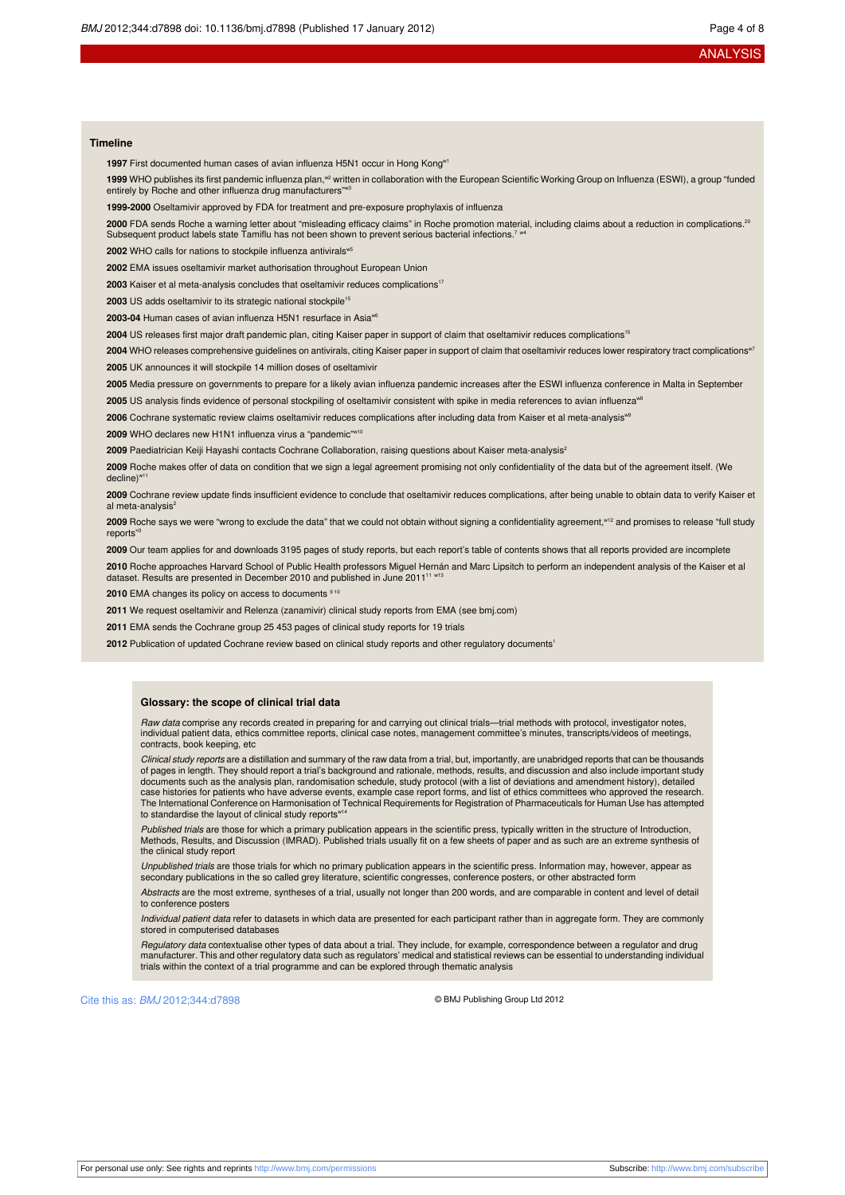### Timeline

**1997** First documented human cases of avian influenza H5N1 occur in Hong Kong[w1]

**1999** WHO publishes its first pandemic influenza plan,[w2] written in collaboration with the European Scientific Working Group on Influenza (ESWI), a group "funded entirely by Roche and other influenza drug manufacturers"[w3]

**1999-2000** Oseltamivir approved by FDA for treatment and pre-exposure prophylaxis of influenza

**2000** FDA sends Roche a warning letter about "misleading efficacy claims" in Roche promotion material, including claims about a reduction in complications.[20] Subsequent product labels state Tamiflu has not been shown to prevent serious bacterial infections.[7 w4]

**2002** WHO calls for nations to stockpile influenza antivirals[w5]

**2002** EMA issues oseltamivir market authorisation throughout European Union

**2003** Kaiser et al meta-analysis concludes that oseltamivir reduces complications[17]

**2003** US adds oseltamivir to its strategic national stockpile[15]

**2003-04** Human cases of avian influenza H5N1 resurface in Asia[w6]

**2004** US releases first major draft pandemic plan, citing Kaiser paper in support of claim that oseltamivir reduces complications[15]

**2004** WHO releases comprehensive guidelines on antivirals, citing Kaiser paper in support of claim that oseltamivir reduces lower respiratory tract complications[w7]

**2005** UK announces it will stockpile 14 million doses of oseltamivir

**2005** Media pressure on governments to prepare for a likely avian influenza pandemic increases after the ESWI influenza conference in Malta in September

**2005** US analysis finds evidence of personal stockpiling of oseltamivir consistent with spike in media references to avian influenza[w8]

**2006** Cochrane systematic review claims oseltamivir reduces complications after including data from Kaiser et al meta-analysis[w9]

**2009** WHO declares new H1N1 influenza virus a "pandemic"[w10]

**2009** Paediatrician Keiji Hayashi contacts Cochrane Collaboration, raising questions about Kaiser meta-analysis[2]

**2009** Roche makes offer of data on condition that we sign a legal agreement promising not only confidentiality of the data but of the agreement itself. (We decline)[w11]

**2009** Cochrane review update finds insufficient evidence to conclude that oseltamivir reduces complications, after being unable to obtain data to verify Kaiser et al meta-analysis[2]

**2009** Roche says we were "wrong to exclude the data" that we could not obtain without signing a confidentiality agreement,[w12] and promises to release "full study reports"[3]

**2009** Our team applies for and downloads 3195 pages of study reports, but each report's table of contents shows that all reports provided are incomplete

**2010** Roche approaches Harvard School of Public Health professors Miguel Hernán and Marc Lipsitch to perform an independent analysis of the Kaiser et al dataset. Results are presented in December 2010 and published in June 2011[11 w13]

**2010** EMA changes its policy on access to documents[9 10]

**2011** We request oseltamivir and Relenza (zanamivir) clinical study reports from EMA (see bmj.com)

**2011** EMA sends the Cochrane group 25 453 pages of clinical study reports for 19 trials

**2012** Publication of updated Cochrane review based on clinical study reports and other regulatory documents[1]

### Glossary: the scope of clinical trial data

*Raw data* comprise any records created in preparing for and carrying out clinical trials—trial methods with protocol, investigator notes, individual patient data, ethics committee reports, clinical case notes, management committee's minutes, transcripts/videos of meetings, contracts, book keeping, etc

*Clinical study reports* are a distillation and summary of the raw data from a trial, but, importantly, are unabridged reports that can be thousands of pages in length. They should report a trial's background and rationale, methods, results, and discussion and also include important study documents such as the analysis plan, randomisation schedule, study protocol (with a list of deviations and amendment history), detailed case histories for patients who have adverse events, example case report forms, and list of ethics committees who approved the research. The International Conference on Harmonisation of Technical Requirements for Registration of Pharmaceuticals for Human Use has attempted to standardise the layout of clinical study reports[w14]

*Published trials* are those for which a primary publication appears in the scientific press, typically written in the structure of Introduction, Methods, Results, and Discussion (IMRAD). Published trials usually fit on a few sheets of paper and as such are an extreme synthesis of the clinical study report

*Unpublished trials* are those trials for which no primary publication appears in the scientific press. Information may, however, appear as secondary publications in the so called grey literature, scientific congresses, conference posters, or other abstracted form

*Abstracts* are the most extreme, syntheses of a trial, usually not longer than 200 words, and are comparable in content and level of detail to conference posters

*Individual patient data* refer to datasets in which data are presented for each participant rather than in aggregate form. They are commonly stored in computerised databases

*Regulatory data* contextualise other types of data about a trial. They include, for example, correspondence between a regulator and drug manufacturer. This and other regulatory data such as regulators' medical and statistical reviews can be essential to understanding individual trials within the context of a trial programme and can be explored through thematic analysis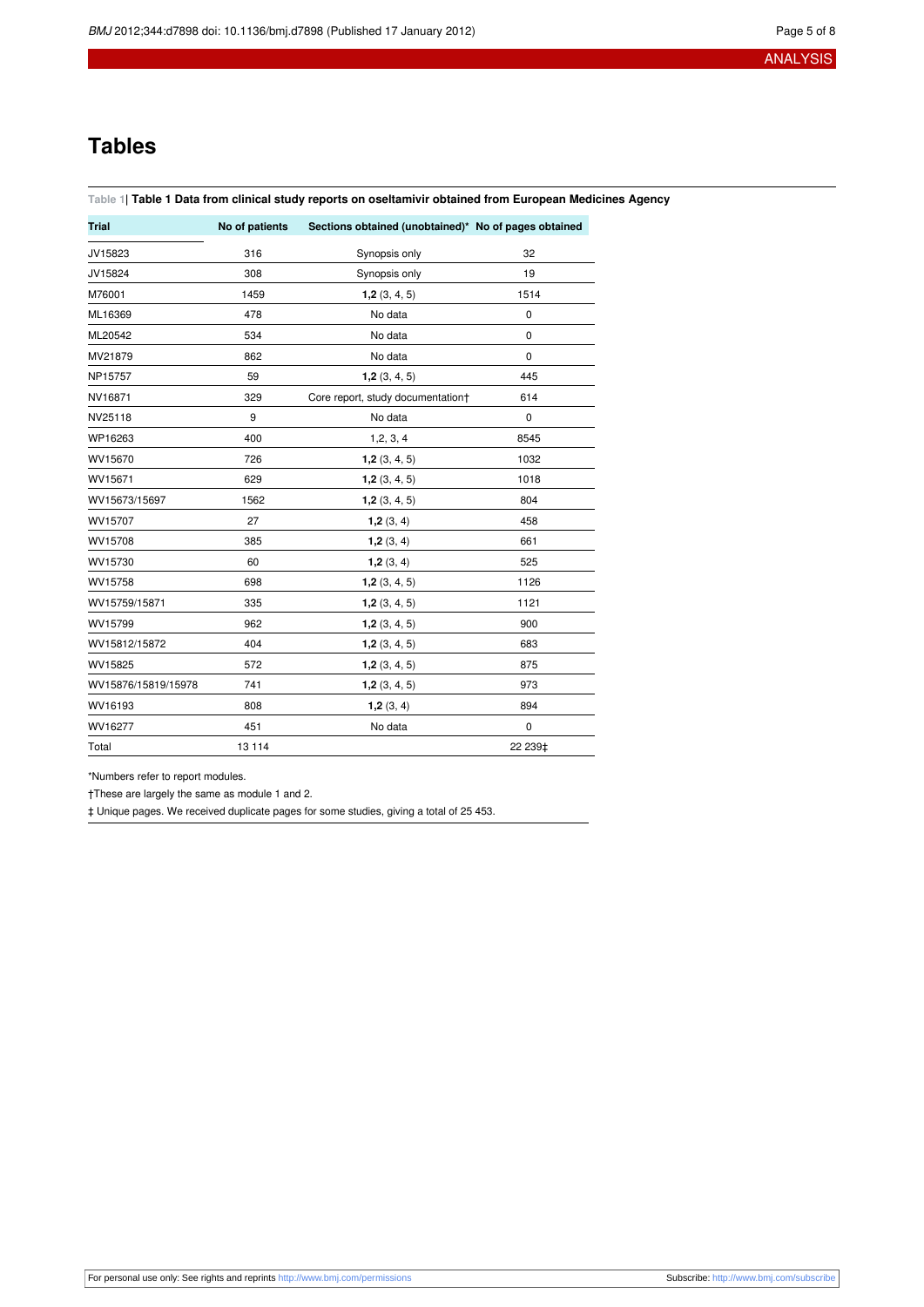# Tables

Table 1| **Table 1 Data from clinical study reports on oseltamivir obtained from European Medicines Agency**

| Trial | No of patients | Sections obtained (unobtained)* | No of pages obtained |
|---|---|---|---|
| JV15823 | 316 | Synopsis only | 32 |
| JV15824 | 308 | Synopsis only | 19 |
| M76001 | 1459 | **1,2** (3, 4, 5) | 1514 |
| ML16369 | 478 | No data | 0 |
| ML20542 | 534 | No data | 0 |
| MV21879 | 862 | No data | 0 |
| NP15757 | 59 | **1,2** (3, 4, 5) | 445 |
| NV16871 | 329 | Core report, study documentation† | 614 |
| NV25118 | 9 | No data | 0 |
| WP16263 | 400 | 1,2, 3, 4 | 8545 |
| WV15670 | 726 | **1,2** (3, 4, 5) | 1032 |
| WV15671 | 629 | **1,2** (3, 4, 5) | 1018 |
| WV15673/15697 | 1562 | **1,2** (3, 4, 5) | 804 |
| WV15707 | 27 | **1,2** (3, 4) | 458 |
| WV15708 | 385 | **1,2** (3, 4) | 661 |
| WV15730 | 60 | **1,2** (3, 4) | 525 |
| WV15758 | 698 | **1,2** (3, 4, 5) | 1126 |
| WV15759/15871 | 335 | **1,2** (3, 4, 5) | 1121 |
| WV15799 | 962 | **1,2** (3, 4, 5) | 900 |
| WV15812/15872 | 404 | **1,2** (3, 4, 5) | 683 |
| WV15825 | 572 | **1,2** (3, 4, 5) | 875 |
| WV15876/15819/15978 | 741 | **1,2** (3, 4, 5) | 973 |
| WV16193 | 808 | **1,2** (3, 4) | 894 |
| WV16277 | 451 | No data | 0 |
| Total | 13 114 | | 22 239‡ |

*Numbers refer to report modules.

†These are largely the same as module 1 and 2.

‡ Unique pages. We received duplicate pages for some studies, giving a total of 25 453.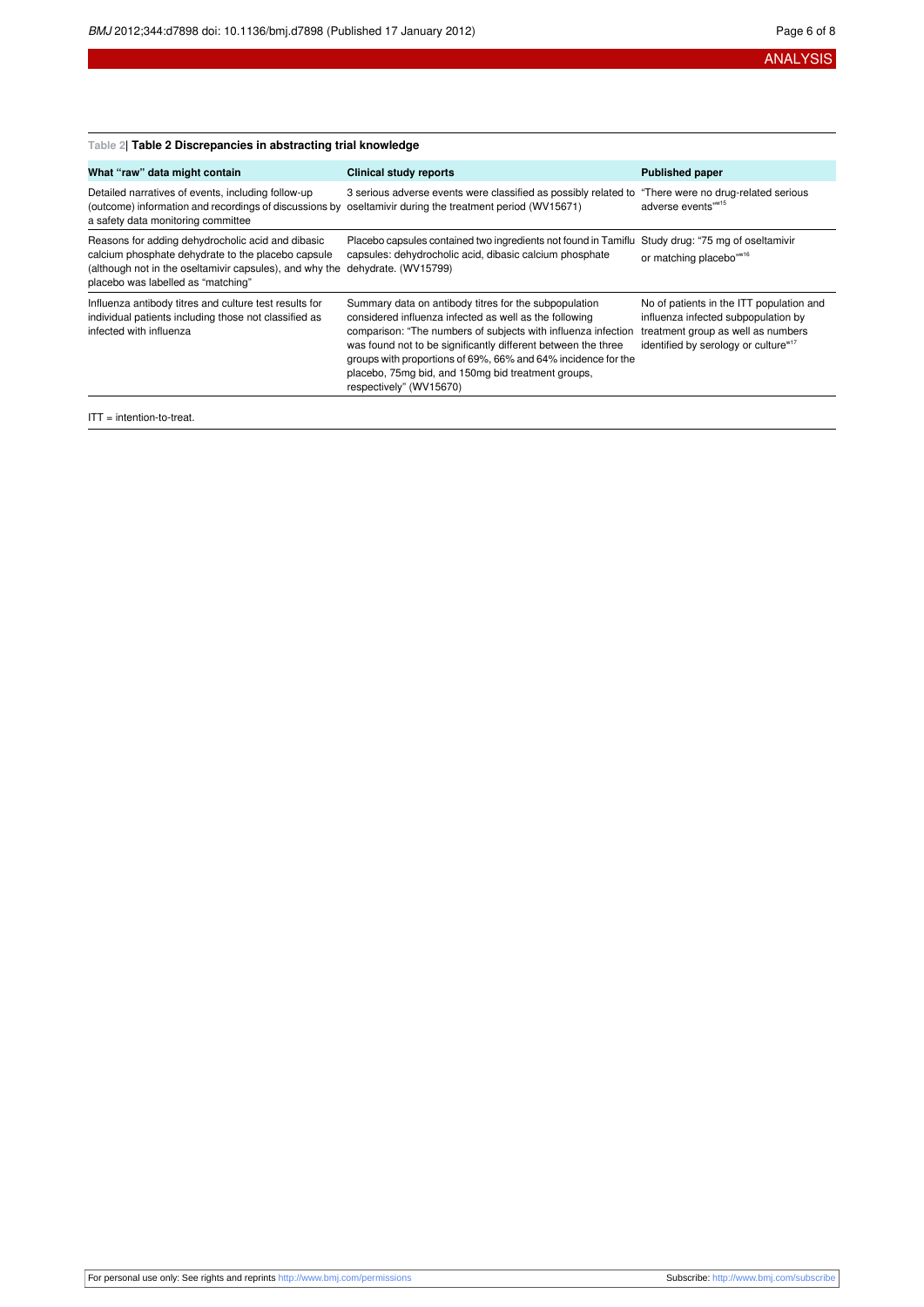**Table 2| Table 2 Discrepancies in abstracting trial knowledge**

| What "raw" data might contain | Clinical study reports | Published paper |
|---|---|---|
| Detailed narratives of events, including follow-up (outcome) information and recordings of discussions by a safety data monitoring committee | 3 serious adverse events were classified as possibly related to oseltamivir during the treatment period (WV15671) | "There were no drug-related serious adverse events"[w15] |
| Reasons for adding dehydrocholic acid and dibasic calcium phosphate dehydrate to the placebo capsule (although not in the oseltamivir capsules), and why the placebo was labelled as "matching" | Placebo capsules contained two ingredients not found in Tamiflu capsules: dehydrocholic acid, dibasic calcium phosphate dehydrate. (WV15799) | Study drug: "75 mg of oseltamivir or matching placebo"[w16] |
| Influenza antibody titres and culture test results for individual patients including those not classified as infected with influenza | Summary data on antibody titres for the subpopulation considered influenza infected as well as the following comparison: "The numbers of subjects with influenza infection was found not to be significantly different between the three groups with proportions of 69%, 66% and 64% incidence for the placebo, 75mg bid, and 150mg bid treatment groups, respectively" (WV15670) | No of patients in the ITT population and influenza infected subpopulation by treatment group as well as numbers identified by serology or culture[w17] |

ITT = intention-to-treat.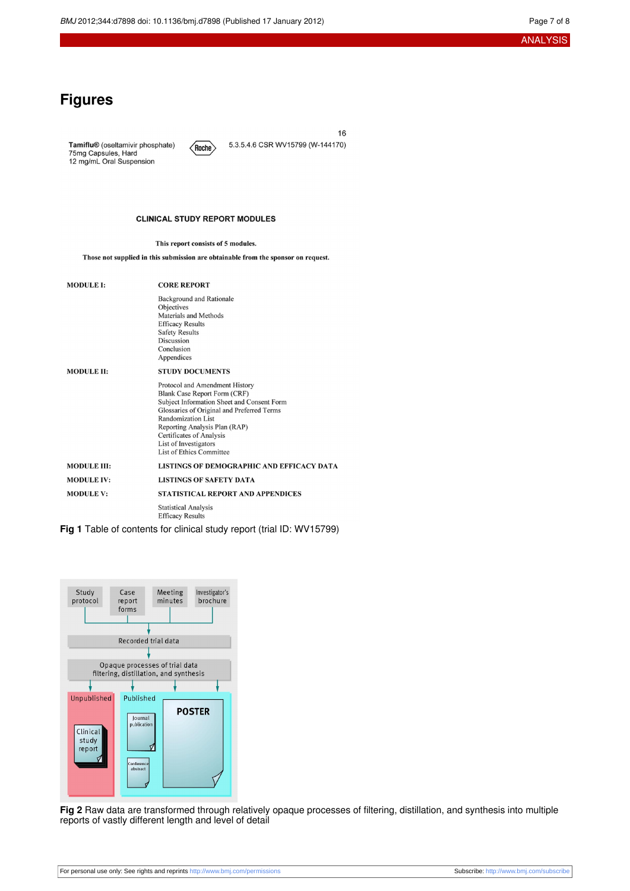# Figures

Tamiflu® (oseltamivir phosphate)
75mg Capsules, Hard
12 mg/mL Oral Suspension

Roche

16

5.3.5.4.6 CSR WV15799 (W-144170)

**CLINICAL STUDY REPORT MODULES**

**This report consists of 5 modules.**

**Those not supplied in this submission are obtainable from the sponsor on request.**

| | |
|---|---|
| **MODULE I:** | **CORE REPORT** |
| | Background and Rationale<br>Objectives<br>Materials and Methods<br>Efficacy Results<br>Safety Results<br>Discussion<br>Conclusion<br>Appendices |
| **MODULE II:** | **STUDY DOCUMENTS** |
| | Protocol and Amendment History<br>Blank Case Report Form (CRF)<br>Subject Information Sheet and Consent Form<br>Glossaries of Original and Preferred Terms<br>Randomization List<br>Reporting Analysis Plan (RAP)<br>Certificates of Analysis<br>List of Investigators<br>List of Ethics Committee |
| **MODULE III:** | **LISTINGS OF DEMOGRAPHIC AND EFFICACY DATA** |
| **MODULE IV:** | **LISTINGS OF SAFETY DATA** |
| **MODULE V:** | **STATISTICAL REPORT AND APPENDICES** |
| | Statistical Analysis<br>Efficacy Results |

**Fig 1** Table of contents for clinical study report (trial ID: WV15799)

**Fig 2** Raw data are transformed through relatively opaque processes of filtering, distillation, and synthesis into multiple reports of vastly different length and level of detail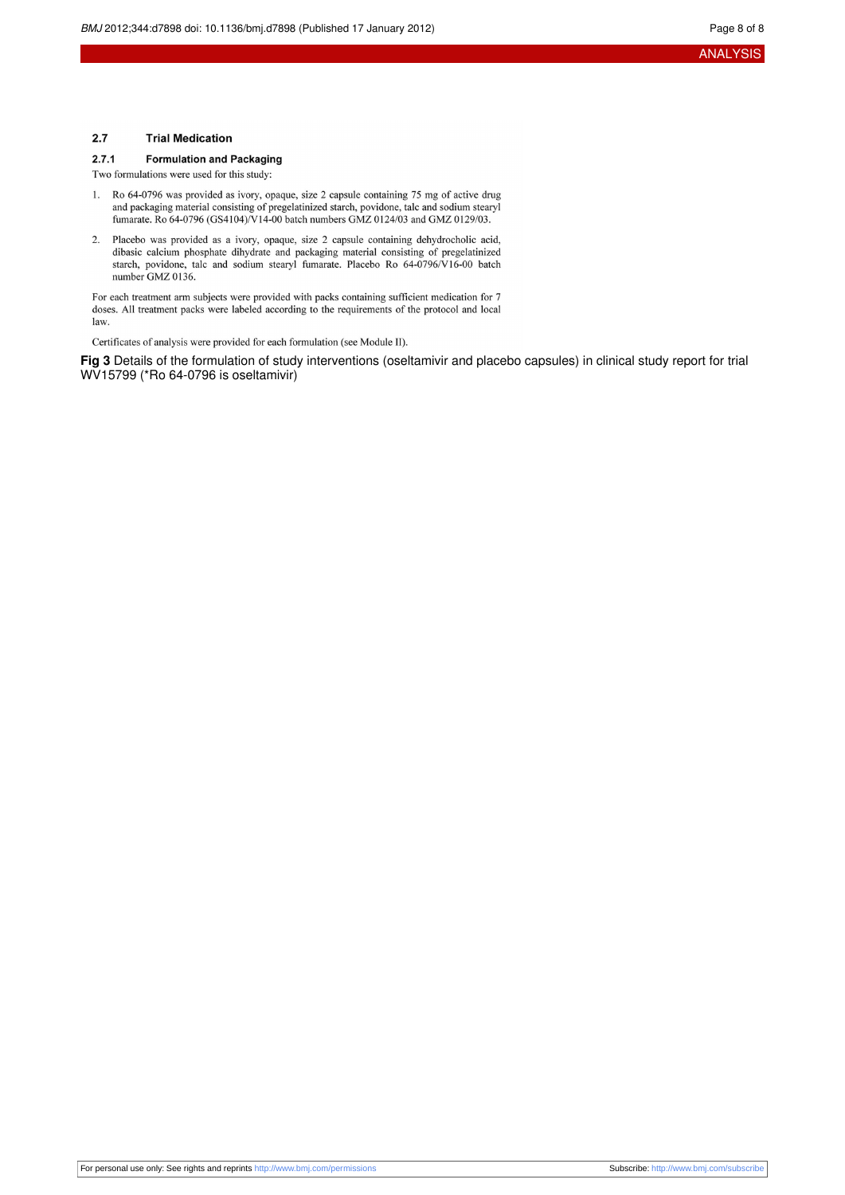### 2.7 Trial Medication

#### 2.7.1 Formulation and Packaging

Two formulations were used for this study:

1. Ro 64-0796 was provided as ivory, opaque, size 2 capsule containing 75 mg of active drug and packaging material consisting of pregelatinized starch, povidone, talc and sodium stearyl fumarate. Ro 64-0796 (GS4104)/V14-00 batch numbers GMZ 0124/03 and GMZ 0129/03.

2. Placebo was provided as a ivory, opaque, size 2 capsule containing dehydrocholic acid, dibasic calcium phosphate dihydrate and packaging material consisting of pregelatinized starch, povidone, talc and sodium stearyl fumarate. Placebo Ro 64-0796/V16-00 batch number GMZ 0136.

For each treatment arm subjects were provided with packs containing sufficient medication for 7 doses. All treatment packs were labeled according to the requirements of the protocol and local law.

Certificates of analysis were provided for each formulation (see Module II).

**Fig 3** Details of the formulation of study interventions (oseltamivir and placebo capsules) in clinical study report for trial WV15799 (*Ro 64-0796 is oseltamivir)